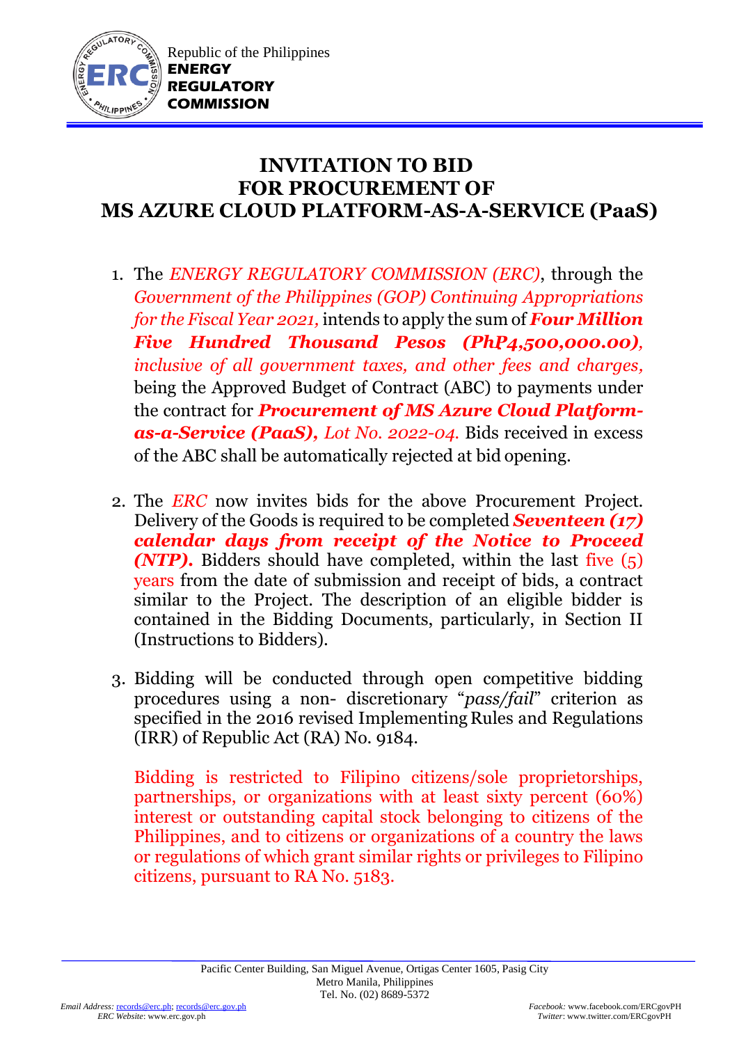Republic of the Philippines
**ENERGY REGULATORY COMMISSION**

# INVITATION TO BID FOR PROCUREMENT OF MS AZURE CLOUD PLATFORM-AS-A-SERVICE (PaaS)

1. The *ENERGY REGULATORY COMMISSION (ERC)*, through the *Government of the Philippines (GOP) Continuing Appropriations for the Fiscal Year 2021,* intends to apply the sum of ***Four Million Five Hundred Thousand Pesos (PhP4,500,000.00)****, inclusive of all government taxes, and other fees and charges,* being the Approved Budget of Contract (ABC) to payments under the contract for ***Procurement of MS Azure Cloud Platform-as-a-Service (PaaS)****, Lot No. 2022-04.* Bids received in excess of the ABC shall be automatically rejected at bid opening.

2. The *ERC* now invites bids for the above Procurement Project. Delivery of the Goods is required to be completed ***Seventeen (17) calendar days from receipt of the Notice to Proceed (NTP).*** Bidders should have completed, within the last five (5) years from the date of submission and receipt of bids, a contract similar to the Project. The description of an eligible bidder is contained in the Bidding Documents, particularly, in Section II (Instructions to Bidders).

3. Bidding will be conducted through open competitive bidding procedures using a non- discretionary "*pass/fail*" criterion as specified in the 2016 revised Implementing Rules and Regulations (IRR) of Republic Act (RA) No. 9184.

   Bidding is restricted to Filipino citizens/sole proprietorships, partnerships, or organizations with at least sixty percent (60%) interest or outstanding capital stock belonging to citizens of the Philippines, and to citizens or organizations of a country the laws or regulations of which grant similar rights or privileges to Filipino citizens, pursuant to RA No. 5183.

Pacific Center Building, San Miguel Avenue, Ortigas Center 1605, Pasig City
Metro Manila, Philippines
Tel. No. (02) 8689-5372

*Email Address:* records@erc.ph; records@erc.gov.ph
*ERC Website*: www.erc.gov.ph

*Facebook:* www.facebook.com/ERCgovPH
*Twitter*: www.twitter.com/ERCgovPH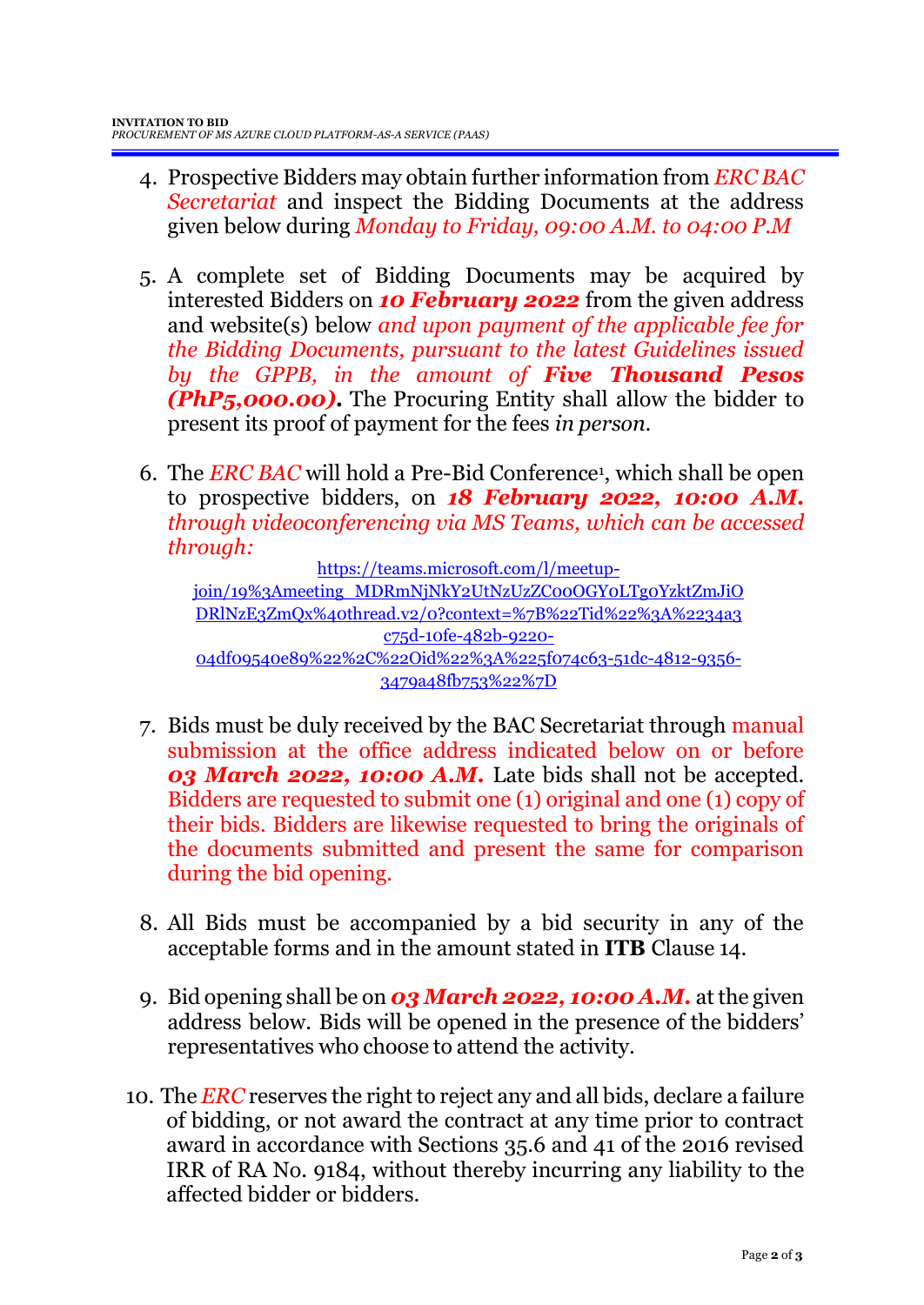4. Prospective Bidders may obtain further information from *ERC BAC Secretariat* and inspect the Bidding Documents at the address given below during *Monday to Friday, 09:00 A.M. to 04:00 P.M*

5. A complete set of Bidding Documents may be acquired by interested Bidders on ***10 February 2022*** from the given address and website(s) below *and upon payment of the applicable fee for the Bidding Documents, pursuant to the latest Guidelines issued by the GPPB, in the amount of **Five Thousand Pesos (PhP5,000.00).*** The Procuring Entity shall allow the bidder to present its proof of payment for the fees *in person*.

6. The *ERC BAC* will hold a Pre-Bid Conference[1], which shall be open to prospective bidders, on ***18 February 2022, 10:00 A.M.*** *through videoconferencing via MS Teams, which can be accessed through:*

   https://teams.microsoft.com/l/meetup-join/19%3Ameeting_MDRmNjNkY2UtNzUzZC00OGY0LTg0YzktZmJiODRlNzE3ZmQx%40thread.v2/0?context=%7B%22Tid%22%3A%2234a3c75d-10fe-482b-9220-04df09540e89%22%2C%22Oid%22%3A%225f074c63-51dc-4812-9356-3479a48fb753%22%7D

7. Bids must be duly received by the BAC Secretariat through manual submission at the office address indicated below on or before ***03 March 2022, 10:00 A.M.*** Late bids shall not be accepted. Bidders are requested to submit one (1) original and one (1) copy of their bids. Bidders are likewise requested to bring the originals of the documents submitted and present the same for comparison during the bid opening.

8. All Bids must be accompanied by a bid security in any of the acceptable forms and in the amount stated in **ITB** Clause 14.

9. Bid opening shall be on ***03 March 2022, 10:00 A.M.*** at the given address below. Bids will be opened in the presence of the bidders' representatives who choose to attend the activity.

10. The *ERC* reserves the right to reject any and all bids, declare a failure of bidding, or not award the contract at any time prior to contract award in accordance with Sections 35.6 and 41 of the 2016 revised IRR of RA No. 9184, without thereby incurring any liability to the affected bidder or bidders.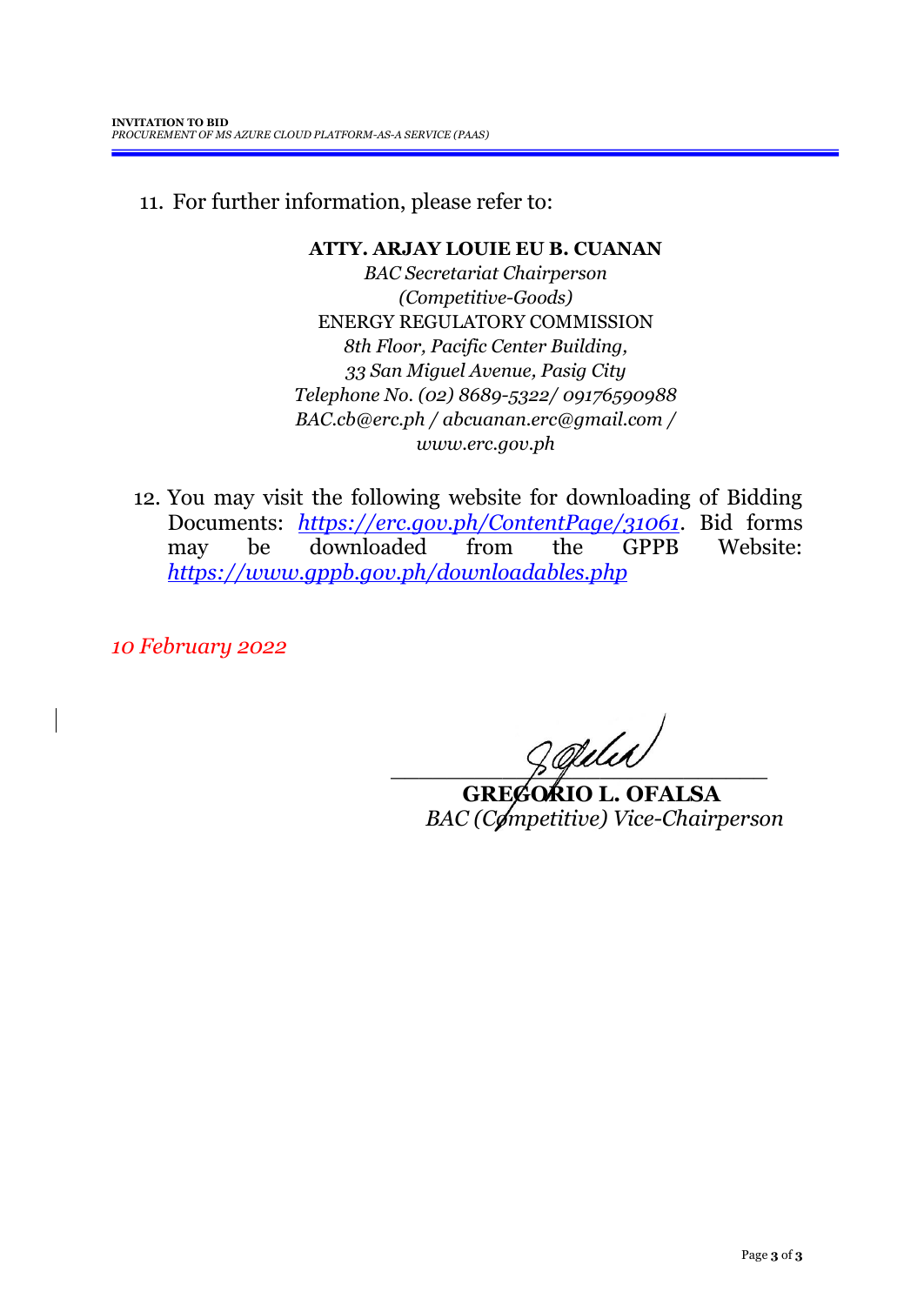11. For further information, please refer to:

**ATTY. ARJAY LOUIE EU B. CUANAN**
*BAC Secretariat Chairperson*
*(Competitive-Goods)*
ENERGY REGULATORY COMMISSION
*8th Floor, Pacific Center Building,*
*33 San Miguel Avenue, Pasig City*
*Telephone No. (02) 8689-5322/ 09176590988*
*BAC.cb@erc.ph / abcuanan.erc@gmail.com /*
*www.erc.gov.ph*

12. You may visit the following website for downloading of Bidding Documents: *https://erc.gov.ph/ContentPage/31061*. Bid forms may be downloaded from the GPPB Website: *https://www.gppb.gov.ph/downloadables.php*

*10 February 2022*

**GREGORIO L. OFALSA**
*BAC (Competitive) Vice-Chairperson*